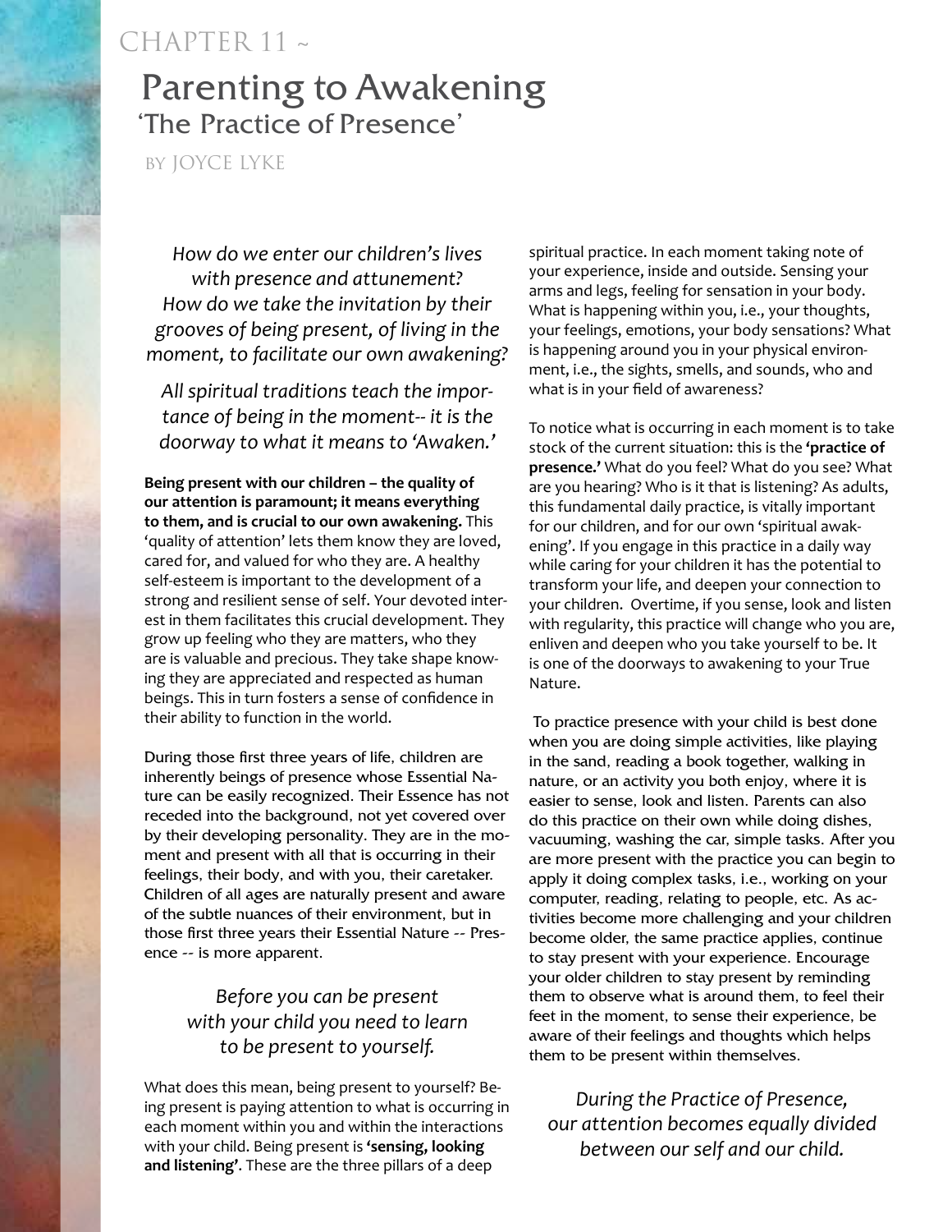CHAPTER 11 ~

# Parenting to Awakening

## 'The Practice of Presence'

BY JOYCE LYKE

*How do we enter our children's lives with presence and attunement? How do we take the invitation by their grooves of being present, of living in the moment, to facilitate our own awakening?*

*All spiritual traditions teach the importance of being in the moment-- it is the doorway to what it means to 'Awaken.'*

**Being present with our children – the quality of our attention is paramount; it means everything to them, and is crucial to our own awakening.** This 'quality of attention' lets them know they are loved, cared for, and valued for who they are. A healthy self-esteem is important to the development of a strong and resilient sense of self. Your devoted interest in them facilitates this crucial development. They grow up feeling who they are matters, who they are is valuable and precious. They take shape knowing they are appreciated and respected as human beings. This in turn fosters a sense of confidence in their ability to function in the world.

During those first three years of life, children are inherently beings of presence whose Essential Nature can be easily recognized. Their Essence has not receded into the background, not yet covered over by their developing personality. They are in the moment and present with all that is occurring in their feelings, their body, and with you, their caretaker. Children of all ages are naturally present and aware of the subtle nuances of their environment, but in those first three years their Essential Nature -- Presence -- is more apparent.

*Before you can be present with your child you need to learn to be present to yourself.*

What does this mean, being present to yourself? Being present is paying attention to what is occurring in each moment within you and within the interactions with your child. Being present is **'sensing, looking and listening'**. These are the three pillars of a deep spiritual practice. In each moment taking note of your experience, inside and outside. Sensing your arms and legs, feeling for sensation in your body. What is happening within you, i.e., your thoughts, your feelings, emotions, your body sensations? What is happening around you in your physical environment, i.e., the sights, smells, and sounds, who and what is in your field of awareness?

To notice what is occurring in each moment is to take stock of the current situation: this is the **'practice of presence.'** What do you feel? What do you see? What are you hearing? Who is it that is listening? As adults, this fundamental daily practice, is vitally important for our children, and for our own 'spiritual awakening'. If you engage in this practice in a daily way while caring for your children it has the potential to transform your life, and deepen your connection to your children. Overtime, if you sense, look and listen with regularity, this practice will change who you are, enliven and deepen who you take yourself to be. It is one of the doorways to awakening to your True Nature.

To practice presence with your child is best done when you are doing simple activities, like playing in the sand, reading a book together, walking in nature, or an activity you both enjoy, where it is easier to sense, look and listen. Parents can also do this practice on their own while doing dishes, vacuuming, washing the car, simple tasks. After you are more present with the practice you can begin to apply it doing complex tasks, i.e., working on your computer, reading, relating to people, etc. As activities become more challenging and your children become older, the same practice applies, continue to stay present with your experience. Encourage your older children to stay present by reminding them to observe what is around them, to feel their feet in the moment, to sense their experience, be aware of their feelings and thoughts which helps them to be present within themselves.

*During the Practice of Presence, our attention becomes equally divided between our self and our child.*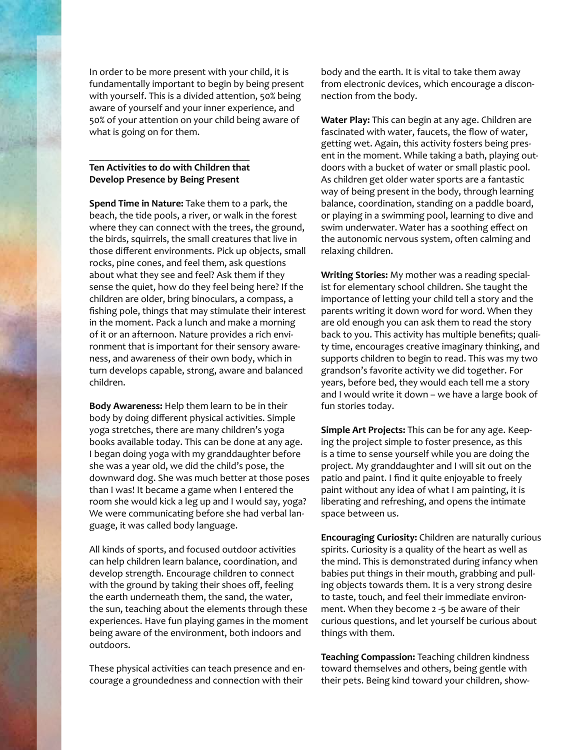In order to be more present with your child, it is fundamentally important to begin by being present with yourself. This is a divided attention, 50% being aware of yourself and your inner experience, and 50% of your attention on your child being aware of what is going on for them.

---

**Ten Activities to do with Children that Develop Presence by Being Present**

**Spend Time in Nature:** Take them to a park, the beach, the tide pools, a river, or walk in the forest where they can connect with the trees, the ground, the birds, squirrels, the small creatures that live in those different environments. Pick up objects, small rocks, pine cones, and feel them, ask questions about what they see and feel? Ask them if they sense the quiet, how do they feel being here? If the children are older, bring binoculars, a compass, a fishing pole, things that may stimulate their interest in the moment. Pack a lunch and make a morning of it or an afternoon. Nature provides a rich environment that is important for their sensory awareness, and awareness of their own body, which in turn develops capable, strong, aware and balanced children.

**Body Awareness:** Help them learn to be in their body by doing different physical activities. Simple yoga stretches, there are many children's yoga books available today. This can be done at any age. I began doing yoga with my granddaughter before she was a year old, we did the child's pose, the downward dog. She was much better at those poses than I was! It became a game when I entered the room she would kick a leg up and I would say, yoga? We were communicating before she had verbal language, it was called body language.

All kinds of sports, and focused outdoor activities can help children learn balance, coordination, and develop strength. Encourage children to connect with the ground by taking their shoes off, feeling the earth underneath them, the sand, the water, the sun, teaching about the elements through these experiences. Have fun playing games in the moment being aware of the environment, both indoors and outdoors.

These physical activities can teach presence and encourage a groundedness and connection with their body and the earth. It is vital to take them away from electronic devices, which encourage a disconnection from the body.

**Water Play:** This can begin at any age. Children are fascinated with water, faucets, the flow of water, getting wet. Again, this activity fosters being present in the moment. While taking a bath, playing outdoors with a bucket of water or small plastic pool. As children get older water sports are a fantastic way of being present in the body, through learning balance, coordination, standing on a paddle board, or playing in a swimming pool, learning to dive and swim underwater. Water has a soothing effect on the autonomic nervous system, often calming and relaxing children.

**Writing Stories:** My mother was a reading specialist for elementary school children. She taught the importance of letting your child tell a story and the parents writing it down word for word. When they are old enough you can ask them to read the story back to you. This activity has multiple benefits; quality time, encourages creative imaginary thinking, and supports children to begin to read. This was my two grandson's favorite activity we did together. For years, before bed, they would each tell me a story and I would write it down – we have a large book of fun stories today.

**Simple Art Projects:** This can be for any age. Keeping the project simple to foster presence, as this is a time to sense yourself while you are doing the project. My granddaughter and I will sit out on the patio and paint. I find it quite enjoyable to freely paint without any idea of what I am painting, it is liberating and refreshing, and opens the intimate space between us.

**Encouraging Curiosity:** Children are naturally curious spirits. Curiosity is a quality of the heart as well as the mind. This is demonstrated during infancy when babies put things in their mouth, grabbing and pulling objects towards them. It is a very strong desire to taste, touch, and feel their immediate environment. When they become 2 -5 be aware of their curious questions, and let yourself be curious about things with them.

**Teaching Compassion:** Teaching children kindness toward themselves and others, being gentle with their pets. Being kind toward your children, show-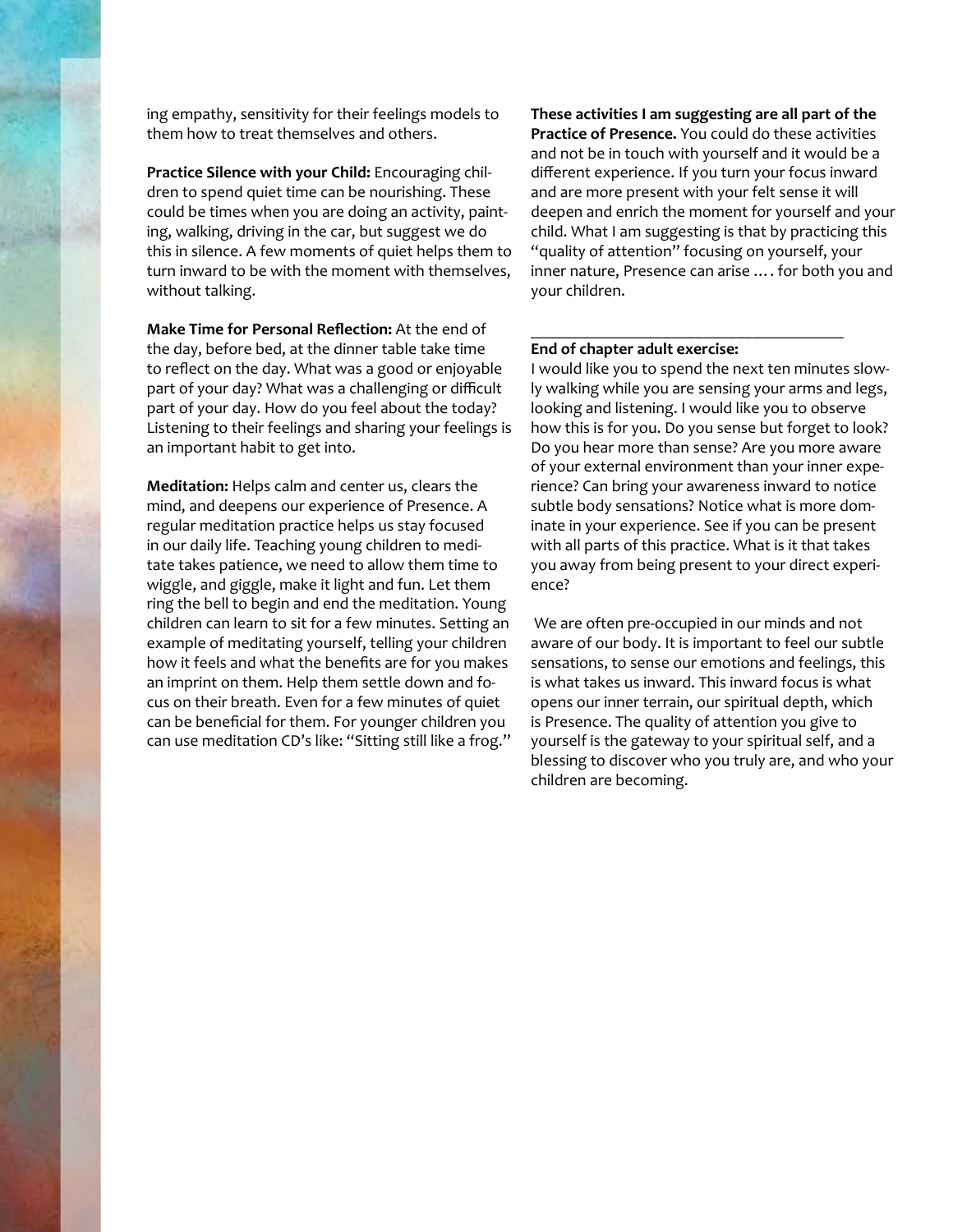ing empathy, sensitivity for their feelings models to them how to treat themselves and others.

**Practice Silence with your Child:** Encouraging children to spend quiet time can be nourishing. These could be times when you are doing an activity, painting, walking, driving in the car, but suggest we do this in silence. A few moments of quiet helps them to turn inward to be with the moment with themselves, without talking.

**Make Time for Personal Reflection:** At the end of the day, before bed, at the dinner table take time to reflect on the day. What was a good or enjoyable part of your day? What was a challenging or difficult part of your day. How do you feel about the today? Listening to their feelings and sharing your feelings is an important habit to get into.

**Meditation:** Helps calm and center us, clears the mind, and deepens our experience of Presence. A regular meditation practice helps us stay focused in our daily life. Teaching young children to meditate takes patience, we need to allow them time to wiggle, and giggle, make it light and fun. Let them ring the bell to begin and end the meditation. Young children can learn to sit for a few minutes. Setting an example of meditating yourself, telling your children how it feels and what the benefits are for you makes an imprint on them. Help them settle down and focus on their breath. Even for a few minutes of quiet can be beneficial for them. For younger children you can use meditation CD's like: "Sitting still like a frog."

**These activities I am suggesting are all part of the Practice of Presence.** You could do these activities and not be in touch with yourself and it would be a different experience. If you turn your focus inward and are more present with your felt sense it will deepen and enrich the moment for yourself and your child. What I am suggesting is that by practicing this "quality of attention" focusing on yourself, your inner nature, Presence can arise …. for both you and your children.

---

**End of chapter adult exercise:**

I would like you to spend the next ten minutes slowly walking while you are sensing your arms and legs, looking and listening. I would like you to observe how this is for you. Do you sense but forget to look? Do you hear more than sense? Are you more aware of your external environment than your inner experience? Can bring your awareness inward to notice subtle body sensations? Notice what is more dominate in your experience. See if you can be present with all parts of this practice. What is it that takes you away from being present to your direct experience?

We are often pre-occupied in our minds and not aware of our body. It is important to feel our subtle sensations, to sense our emotions and feelings, this is what takes us inward. This inward focus is what opens our inner terrain, our spiritual depth, which is Presence. The quality of attention you give to yourself is the gateway to your spiritual self, and a blessing to discover who you truly are, and who your children are becoming.